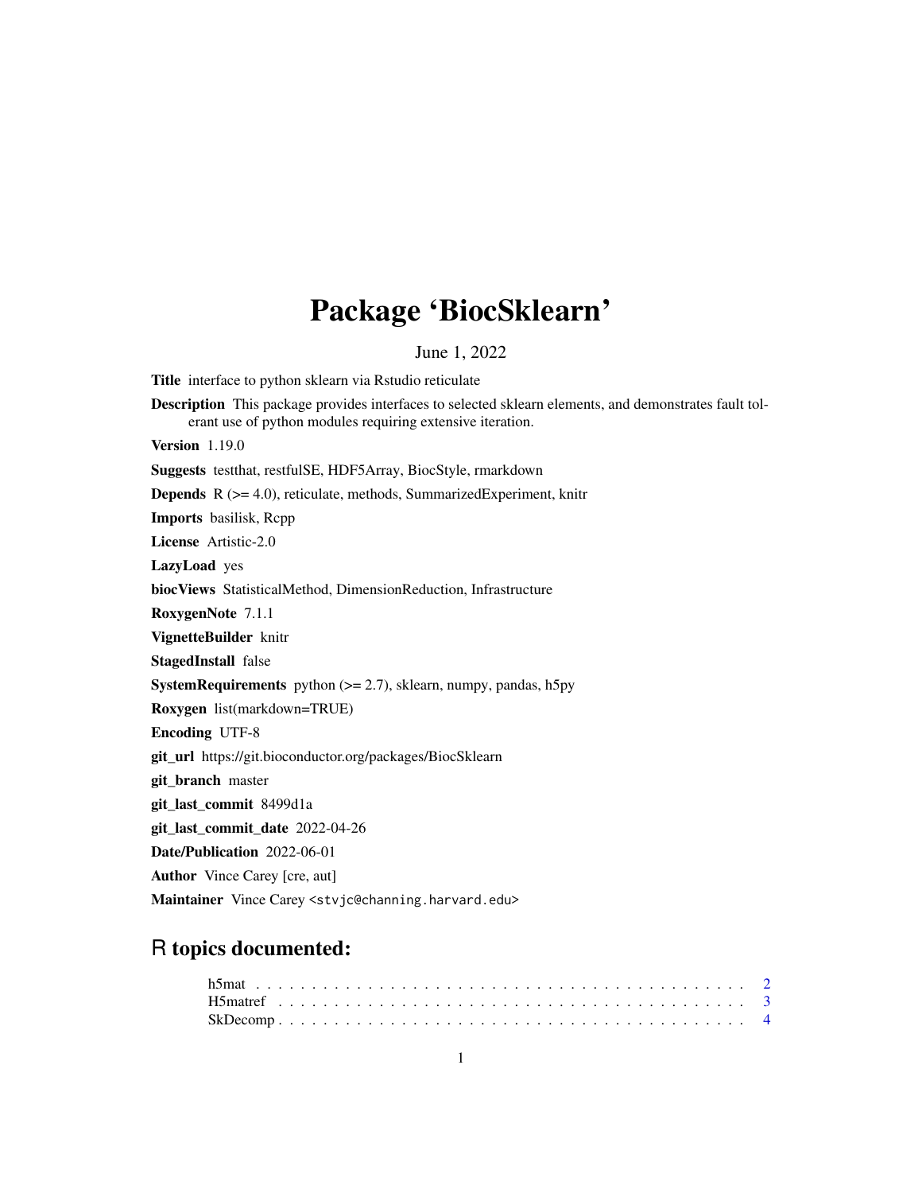# Package 'BiocSklearn'

June 1, 2022

**Title** interface to python sklearn via Rstudio reticulate

**Description** This package provides interfaces to selected sklearn elements, and demonstrates fault tolerant use of python modules requiring extensive iteration.

**Version** 1.19.0

**Suggests** testthat, restfulSE, HDF5Array, BiocStyle, rmarkdown

**Depends** R (>= 4.0), reticulate, methods, SummarizedExperiment, knitr

**Imports** basilisk, Rcpp

**License** Artistic-2.0

**LazyLoad** yes

**biocViews** StatisticalMethod, DimensionReduction, Infrastructure

**RoxygenNote** 7.1.1

**VignetteBuilder** knitr

**StagedInstall** false

**SystemRequirements** python (>= 2.7), sklearn, numpy, pandas, h5py

**Roxygen** list(markdown=TRUE)

**Encoding** UTF-8

**git_url** https://git.bioconductor.org/packages/BiocSklearn

**git_branch** master

**git_last_commit** 8499d1a

**git_last_commit_date** 2022-04-26

**Date/Publication** 2022-06-01

**Author** Vince Carey [cre, aut]

**Maintainer** Vince Carey <stvjc@channing.harvard.edu>

## R topics documented:

h5mat . . . . . . . . . . . . . . . . . . . . . . . . . . . . . . . . . . . . . . . . 2
H5matref . . . . . . . . . . . . . . . . . . . . . . . . . . . . . . . . . . . . . . 3
SkDecomp . . . . . . . . . . . . . . . . . . . . . . . . . . . . . . . . . . . . . . 4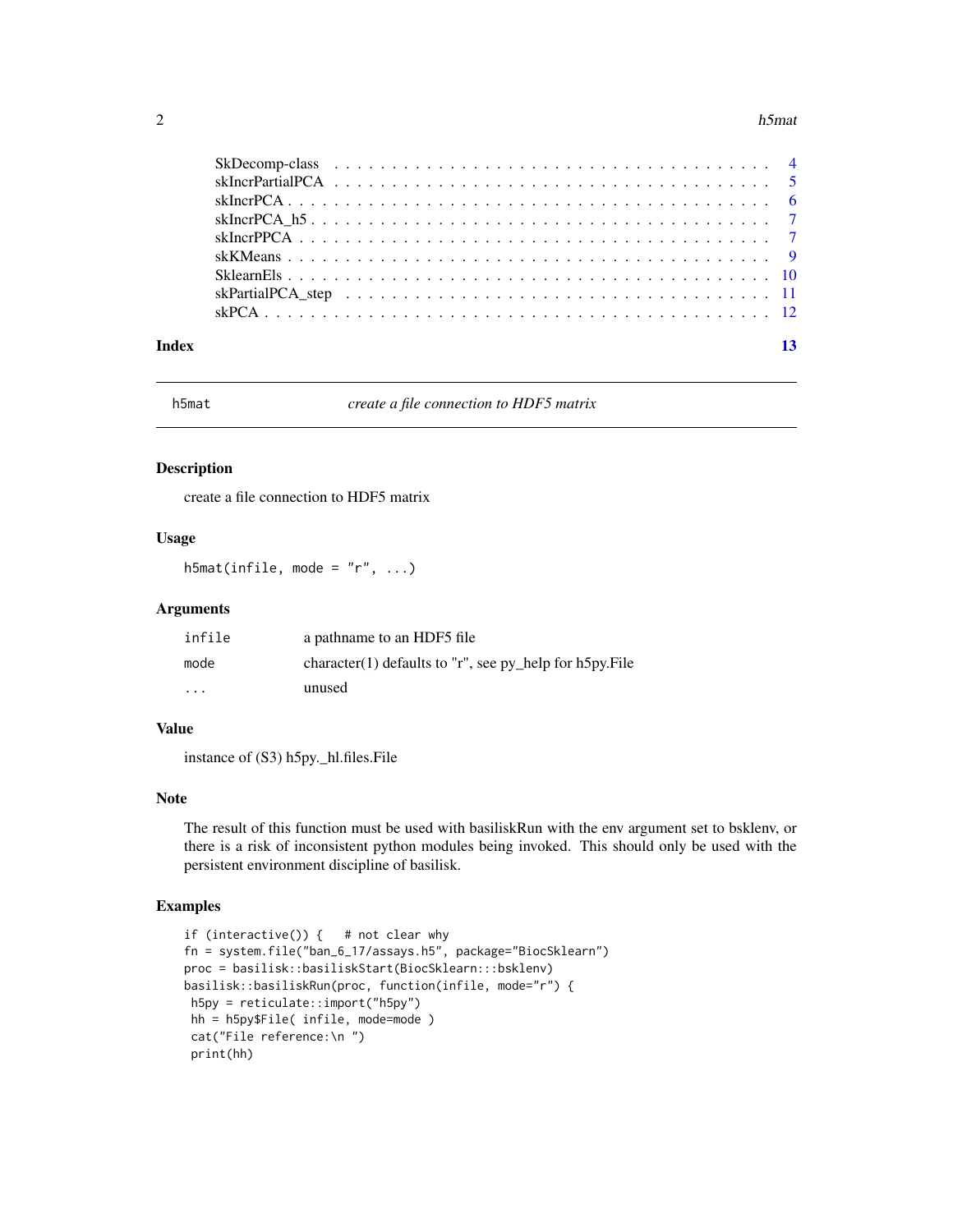| | |
|---|---|
| SkDecomp-class | 4 |
| skIncrPartialPCA | 5 |
| skIncrPCA | 6 |
| skIncrPCA_h5 | 7 |
| skIncrPPCA | 7 |
| skKMeans | 9 |
| SklearnEls | 10 |
| skPartialPCA_step | 11 |
| skPCA | 12 |

**Index** **13**

---

`h5mat` *create a file connection to HDF5 matrix*

---

### Description

create a file connection to HDF5 matrix

### Usage

```
h5mat(infile, mode = "r", ...)
```

### Arguments

| | |
|---|---|
| `infile` | a pathname to an HDF5 file |
| `mode` | character(1) defaults to "r", see py_help for h5py.File |
| `...` | unused |

### Value

instance of (S3) h5py._hl.files.File

### Note

The result of this function must be used with basiliskRun with the env argument set to bsklenv, or there is a risk of inconsistent python modules being invoked. This should only be used with the persistent environment discipline of basilisk.

### Examples

```
if (interactive()) {   # not clear why
fn = system.file("ban_6_17/assays.h5", package="BiocSklearn")
proc = basilisk::basiliskStart(BiocSklearn:::bsklenv)
basilisk::basiliskRun(proc, function(infile, mode="r") {
 h5py = reticulate::import("h5py")
 hh = h5py$File( infile, mode=mode )
 cat("File reference:\n ")
 print(hh)
```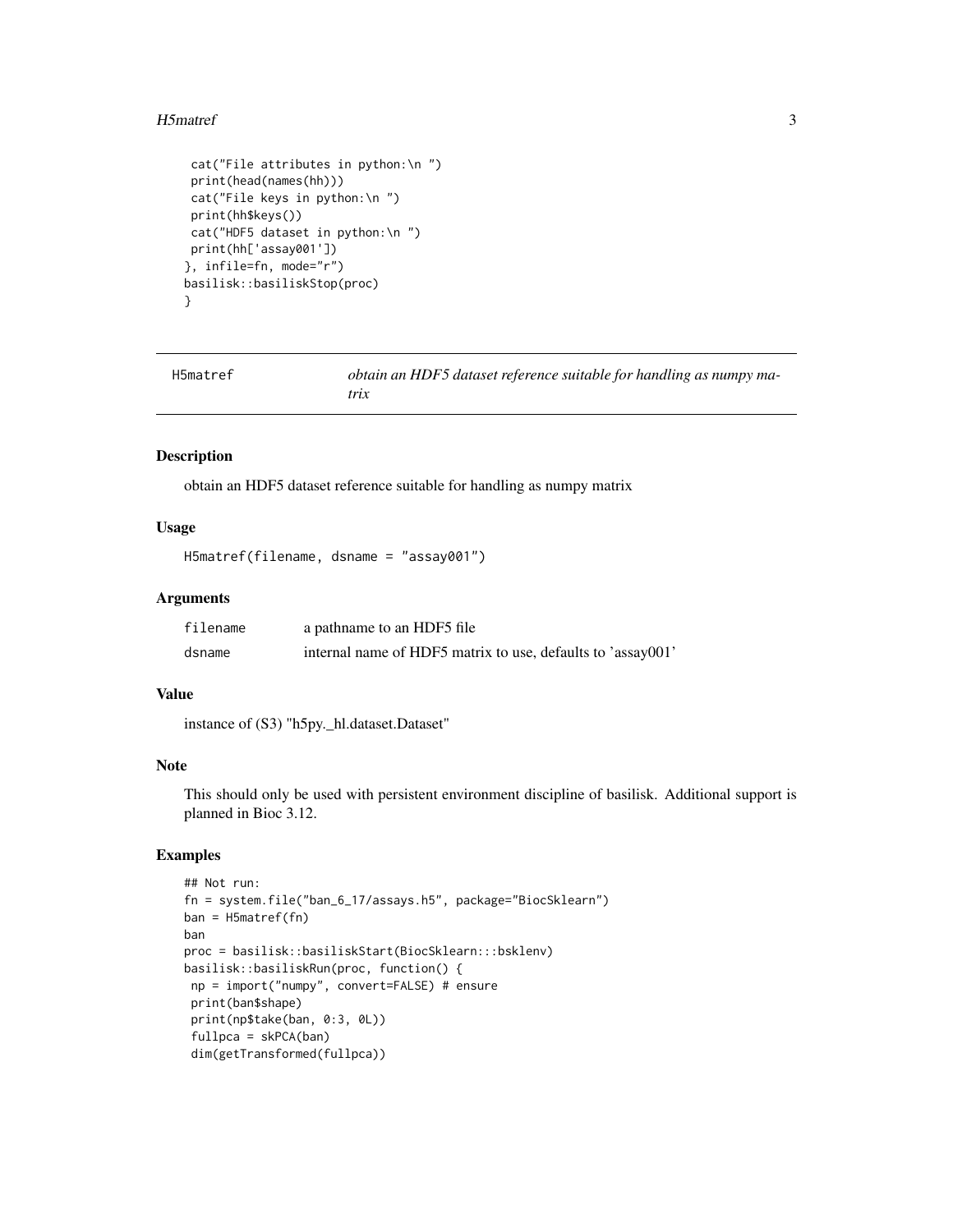```
 cat("File attributes in python:\n ")
 print(head(names(hh)))
 cat("File keys in python:\n ")
 print(hh$keys())
 cat("HDF5 dataset in python:\n ")
 print(hh['assay001'])
}, infile=fn, mode="r")
basilisk::basiliskStop(proc)
}
```

---

## H5matref — *obtain an HDF5 dataset reference suitable for handling as numpy matrix*

### Description

obtain an HDF5 dataset reference suitable for handling as numpy matrix

### Usage

```
H5matref(filename, dsname = "assay001")
```

### Arguments

| | |
|---|---|
| `filename` | a pathname to an HDF5 file |
| `dsname` | internal name of HDF5 matrix to use, defaults to 'assay001' |

### Value

instance of (S3) "h5py._hl.dataset.Dataset"

### Note

This should only be used with persistent environment discipline of basilisk. Additional support is planned in Bioc 3.12.

### Examples

```
## Not run:
fn = system.file("ban_6_17/assays.h5", package="BiocSklearn")
ban = H5matref(fn)
ban
proc = basilisk::basiliskStart(BiocSklearn:::bsklenv)
basilisk::basiliskRun(proc, function() {
 np = import("numpy", convert=FALSE) # ensure
 print(ban$shape)
 print(np$take(ban, 0:3, 0L))
 fullpca = skPCA(ban)
 dim(getTransformed(fullpca))
```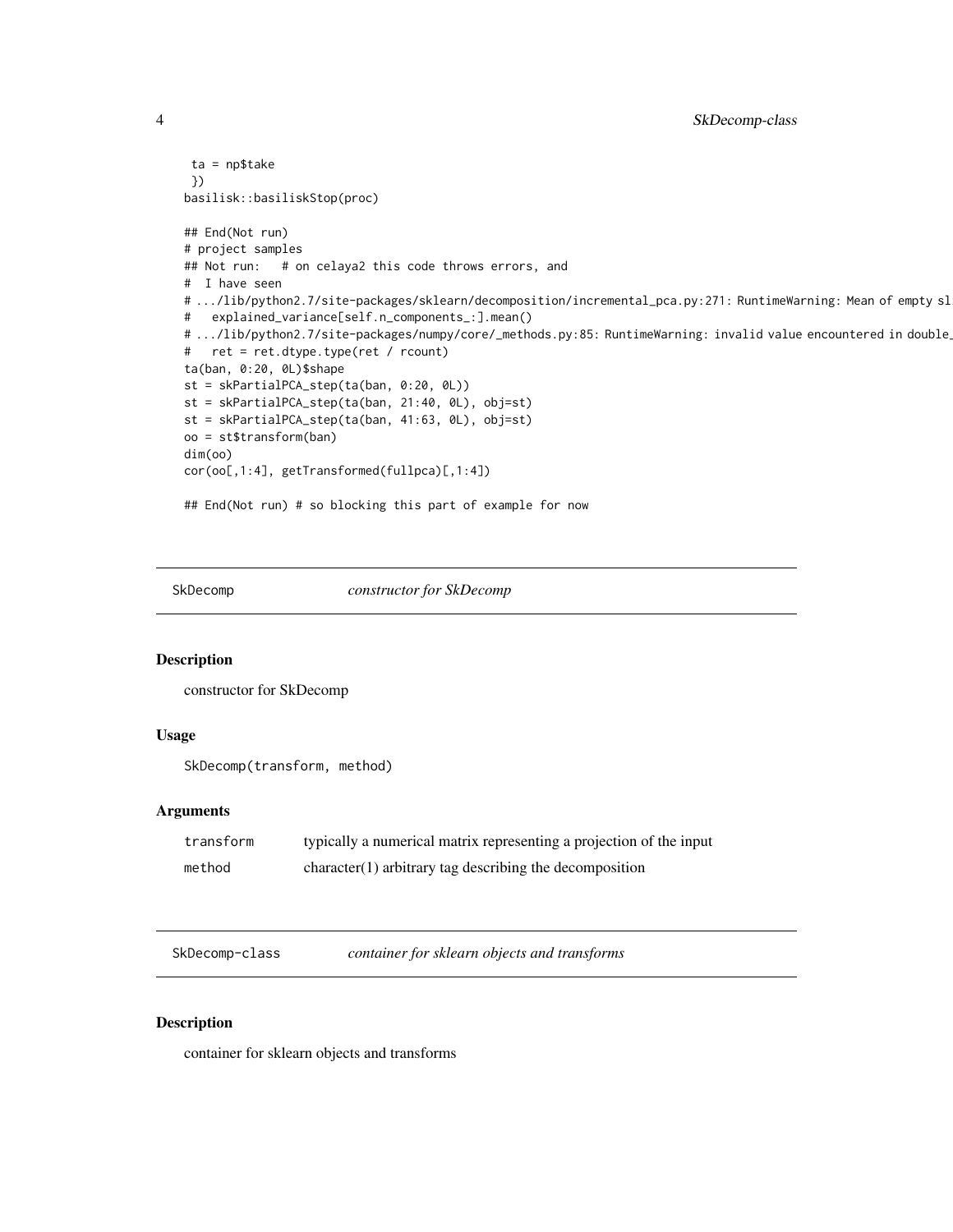```
 ta = np$take
 })
basilisk::basiliskStop(proc)

## End(Not run)
# project samples
## Not run:   # on celaya2 this code throws errors, and
#  I have seen
# .../lib/python2.7/site-packages/sklearn/decomposition/incremental_pca.py:271: RuntimeWarning: Mean of empty sl
#   explained_variance[self.n_components_:].mean()
# .../lib/python2.7/site-packages/numpy/core/_methods.py:85: RuntimeWarning: invalid value encountered in double_
#   ret = ret.dtype.type(ret / rcount)
ta(ban, 0:20, 0L)$shape
st = skPartialPCA_step(ta(ban, 0:20, 0L))
st = skPartialPCA_step(ta(ban, 21:40, 0L), obj=st)
st = skPartialPCA_step(ta(ban, 41:63, 0L), obj=st)
oo = st$transform(ban)
dim(oo)
cor(oo[,1:4], getTransformed(fullpca)[,1:4])

## End(Not run) # so blocking this part of example for now
```

## SkDecomp — *constructor for SkDecomp*

### Description

constructor for SkDecomp

### Usage

```
SkDecomp(transform, method)
```

### Arguments

| | |
|---|---|
| transform | typically a numerical matrix representing a projection of the input |
| method | character(1) arbitrary tag describing the decomposition |

## SkDecomp-class — *container for sklearn objects and transforms*

### Description

container for sklearn objects and transforms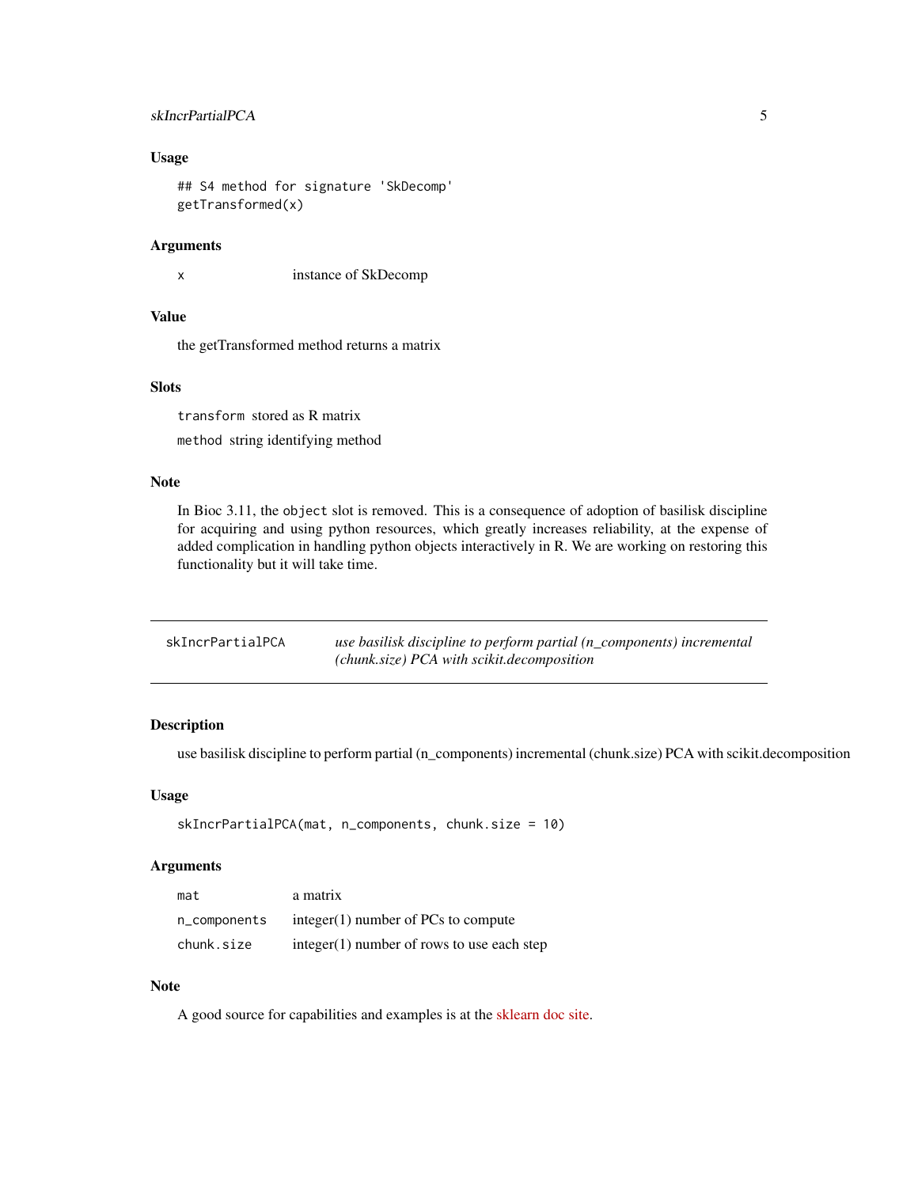### Usage

```
## S4 method for signature 'SkDecomp'
getTransformed(x)
```

### Arguments

| | |
|---|---|
| x | instance of SkDecomp |

### Value

the getTransformed method returns a matrix

### Slots

`transform` stored as R matrix

`method` string identifying method

### Note

In Bioc 3.11, the `object` slot is removed. This is a consequence of adoption of basilisk discipline for acquiring and using python resources, which greatly increases reliability, at the expense of added complication in handling python objects interactively in R. We are working on restoring this functionality but it will take time.

---

## skIncrPartialPCA — *use basilisk discipline to perform partial (n_components) incremental (chunk.size) PCA with scikit.decomposition*

---

### Description

use basilisk discipline to perform partial (n_components) incremental (chunk.size) PCA with scikit.decomposition

### Usage

```
skIncrPartialPCA(mat, n_components, chunk.size = 10)
```

### Arguments

| | |
|---|---|
| mat | a matrix |
| n_components | integer(1) number of PCs to compute |
| chunk.size | integer(1) number of rows to use each step |

### Note

A good source for capabilities and examples is at the sklearn doc site.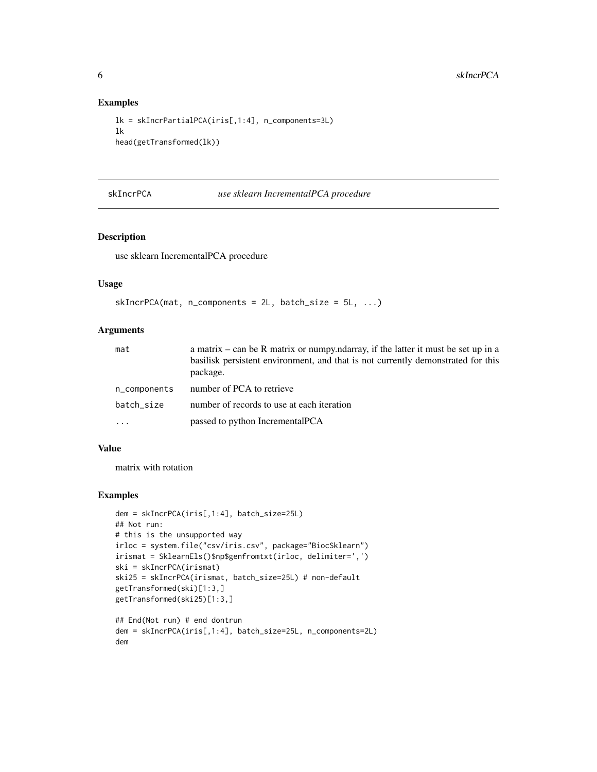### Examples

```
lk = skIncrPartialPCA(iris[,1:4], n_components=3L)
lk
head(getTransformed(lk))
```

---

## skIncrPCA *use sklearn IncrementalPCA procedure*

### Description

use sklearn IncrementalPCA procedure

### Usage

```
skIncrPCA(mat, n_components = 2L, batch_size = 5L, ...)
```

### Arguments

| | |
|---|---|
| mat | a matrix – can be R matrix or numpy.ndarray, if the latter it must be set up in a basilisk persistent environment, and that is not currently demonstrated for this package. |
| n_components | number of PCA to retrieve |
| batch_size | number of records to use at each iteration |
| ... | passed to python IncrementalPCA |

### Value

matrix with rotation

### Examples

```
dem = skIncrPCA(iris[,1:4], batch_size=25L)
## Not run:
# this is the unsupported way
irloc = system.file("csv/iris.csv", package="BiocSklearn")
irismat = SklearnEls()$np$genfromtxt(irloc, delimiter=',')
ski = skIncrPCA(irismat)
ski25 = skIncrPCA(irismat, batch_size=25L) # non-default
getTransformed(ski)[1:3,]
getTransformed(ski25)[1:3,]

## End(Not run) # end dontrun
dem = skIncrPCA(iris[,1:4], batch_size=25L, n_components=2L)
dem
```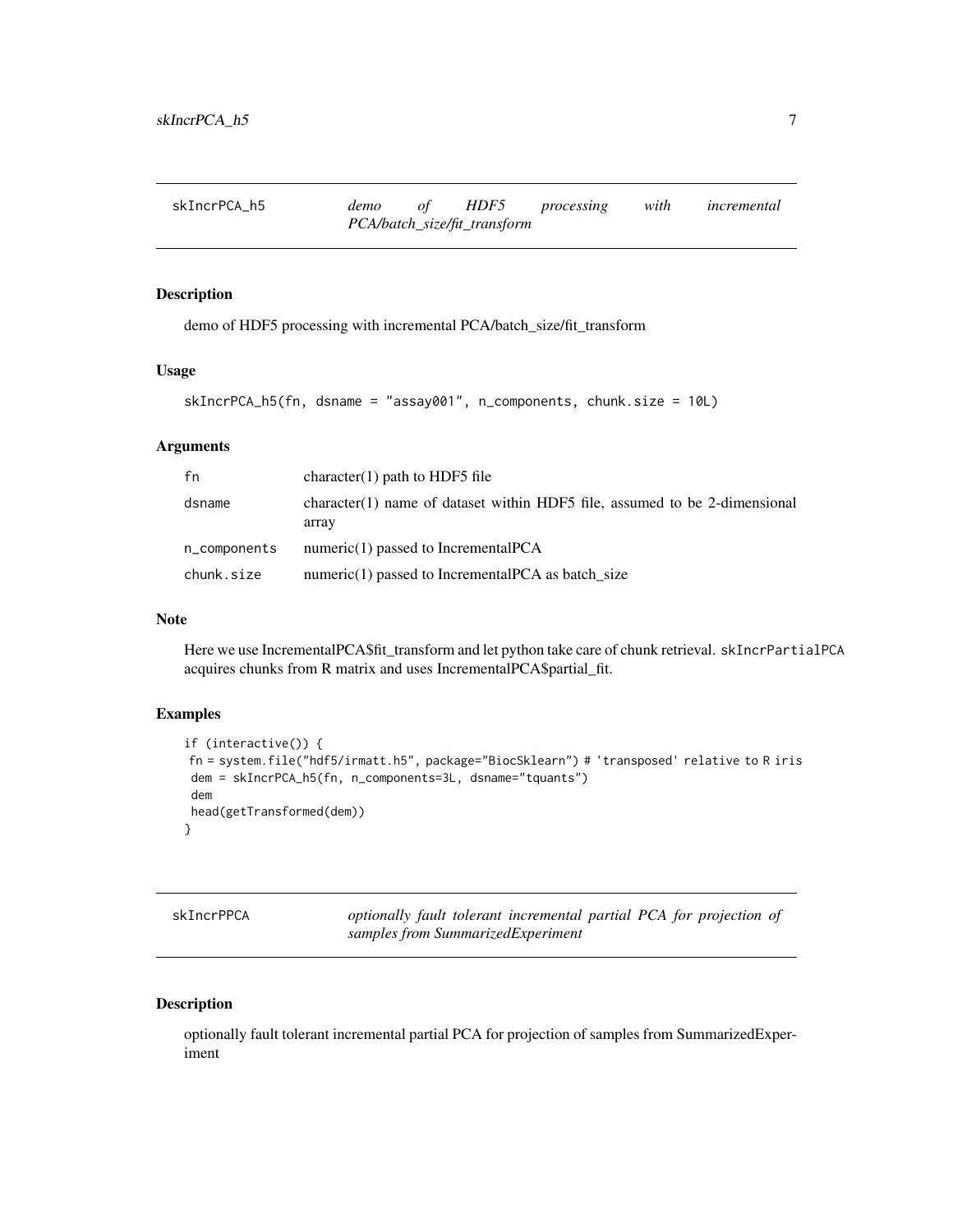## skIncrPCA_h5 — *demo of HDF5 processing with incremental PCA/batch_size/fit_transform*

### Description

demo of HDF5 processing with incremental PCA/batch_size/fit_transform

### Usage

```
skIncrPCA_h5(fn, dsname = "assay001", n_components, chunk.size = 10L)
```

### Arguments

| | |
|---|---|
| fn | character(1) path to HDF5 file |
| dsname | character(1) name of dataset within HDF5 file, assumed to be 2-dimensional array |
| n_components | numeric(1) passed to IncrementalPCA |
| chunk.size | numeric(1) passed to IncrementalPCA as batch_size |

### Note

Here we use IncrementalPCA$fit_transform and let python take care of chunk retrieval. skIncrPartialPCA acquires chunks from R matrix and uses IncrementalPCA$partial_fit.

### Examples

```
if (interactive()) {
 fn = system.file("hdf5/irmatt.h5", package="BiocSklearn") # 'transposed' relative to R iris
 dem = skIncrPCA_h5(fn, n_components=3L, dsname="tquants")
 dem
 head(getTransformed(dem))
}
```

## skIncrPPCA — *optionally fault tolerant incremental partial PCA for projection of samples from SummarizedExperiment*

### Description

optionally fault tolerant incremental partial PCA for projection of samples from SummarizedExperiment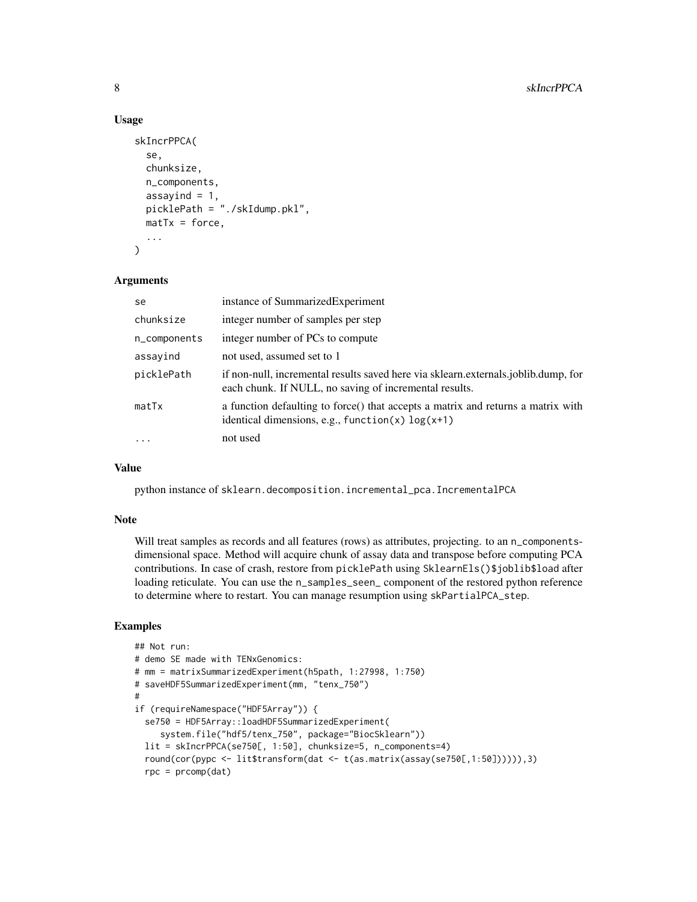### Usage

```
skIncrPPCA(
  se,
  chunksize,
  n_components,
  assayind = 1,
  picklePath = "./skIdump.pkl",
  matTx = force,
  ...
)
```

### Arguments

| | |
|---|---|
| se | instance of SummarizedExperiment |
| chunksize | integer number of samples per step |
| n_components | integer number of PCs to compute |
| assayind | not used, assumed set to 1 |
| picklePath | if non-null, incremental results saved here via sklearn.externals.joblib.dump, for each chunk. If NULL, no saving of incremental results. |
| matTx | a function defaulting to force() that accepts a matrix and returns a matrix with identical dimensions, e.g., `function(x) log(x+1)` |
| ... | not used |

### Value

python instance of `sklearn.decomposition.incremental_pca.IncrementalPCA`

### Note

Will treat samples as records and all features (rows) as attributes, projecting. to an `n_components`-dimensional space. Method will acquire chunk of assay data and transpose before computing PCA contributions. In case of crash, restore from `picklePath` using `SklearnEls()$joblib$load` after loading reticulate. You can use the `n_samples_seen_` component of the restored python reference to determine where to restart. You can manage resumption using `skPartialPCA_step`.

### Examples

```
## Not run:
# demo SE made with TENxGenomics:
# mm = matrixSummarizedExperiment(h5path, 1:27998, 1:750)
# saveHDF5SummarizedExperiment(mm, "tenx_750")
#
if (requireNamespace("HDF5Array")) {
  se750 = HDF5Array::loadHDF5SummarizedExperiment(
     system.file("hdf5/tenx_750", package="BiocSklearn"))
  lit = skIncrPPCA(se750[, 1:50], chunksize=5, n_components=4)
  round(cor(pypc <- lit$transform(dat <- t(as.matrix(assay(se750[,1:50]))))),3)
  rpc = prcomp(dat)
```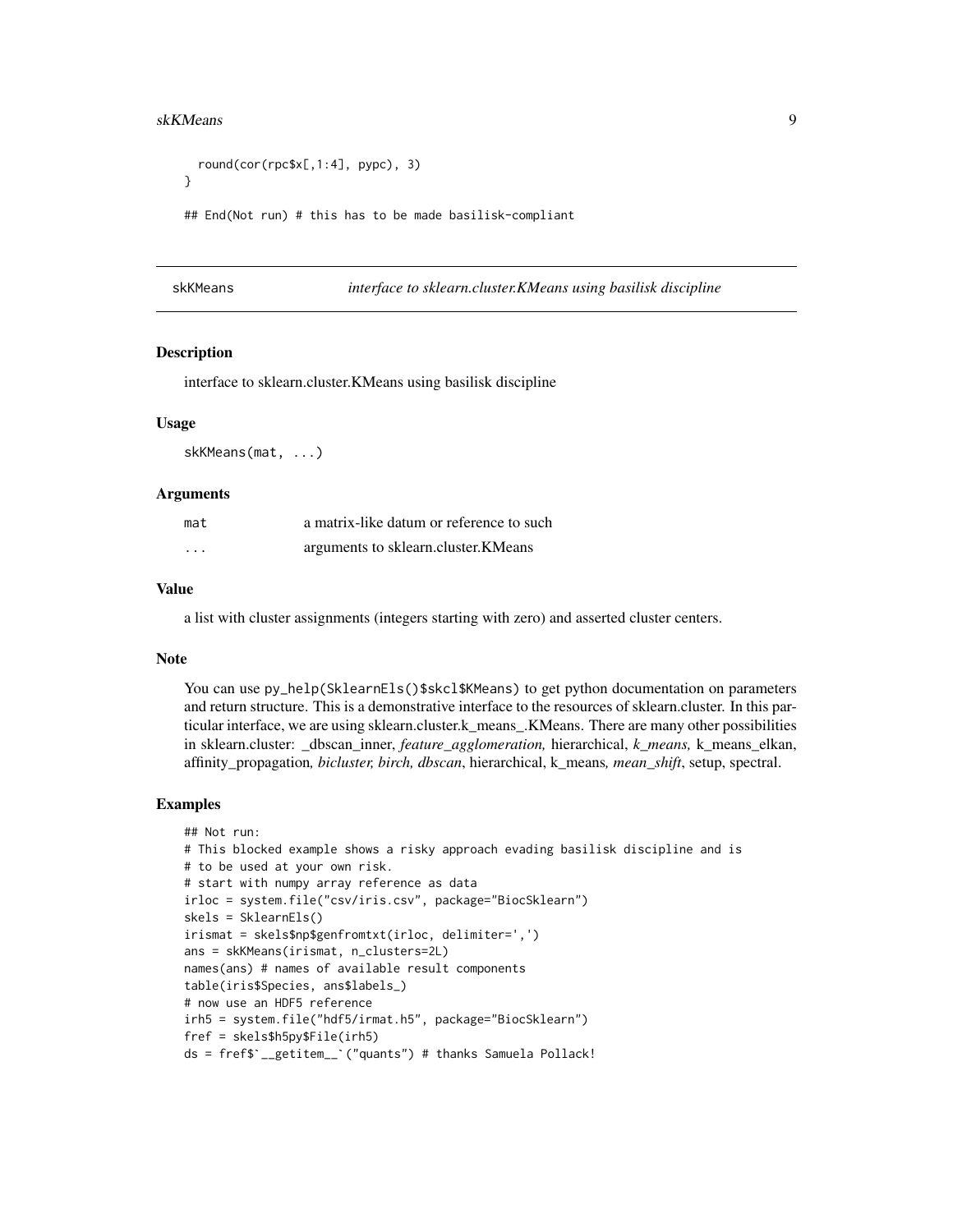```
  round(cor(rpc$x[,1:4], pypc), 3)
}

## End(Not run) # this has to be made basilisk-compliant
```

## skKMeans *interface to sklearn.cluster.KMeans using basilisk discipline*

### Description

interface to sklearn.cluster.KMeans using basilisk discipline

### Usage

```
skKMeans(mat, ...)
```

### Arguments

| | |
|---|---|
| mat | a matrix-like datum or reference to such |
| ... | arguments to sklearn.cluster.KMeans |

### Value

a list with cluster assignments (integers starting with zero) and asserted cluster centers.

### Note

You can use `py_help(SklearnEls()$skcl$KMeans)` to get python documentation on parameters and return structure. This is a demonstrative interface to the resources of sklearn.cluster. In this particular interface, we are using sklearn.cluster.k_means_.KMeans. There are many other possibilities in sklearn.cluster: _dbscan_inner, *feature_agglomeration,* hierarchical, *k_means,* k_means_elkan, affinity_propagation*, bicluster, birch, dbscan*, hierarchical, k_means*, mean_shift*, setup, spectral.

### Examples

```
## Not run:
# This blocked example shows a risky approach evading basilisk discipline and is
# to be used at your own risk.
# start with numpy array reference as data
irloc = system.file("csv/iris.csv", package="BiocSklearn")
skels = SklearnEls()
irismat = skels$np$genfromtxt(irloc, delimiter=',')
ans = skKMeans(irismat, n_clusters=2L)
names(ans) # names of available result components
table(iris$Species, ans$labels_)
# now use an HDF5 reference
irh5 = system.file("hdf5/irmat.h5", package="BiocSklearn")
fref = skels$h5py$File(irh5)
ds = fref$`__getitem__`("quants") # thanks Samuela Pollack!
```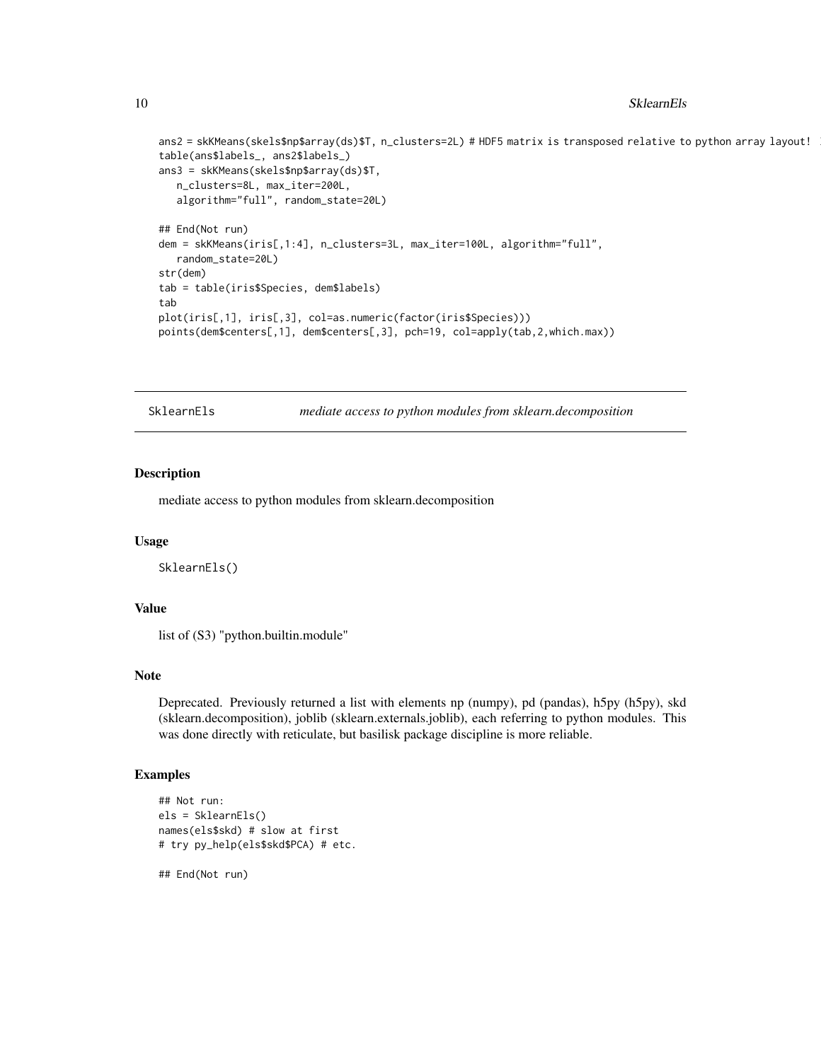```
ans2 = skKMeans(skels$np$array(ds)$T, n_clusters=2L) # HDF5 matrix is transposed relative to python array layout!
table(ans$labels_, ans2$labels_)
ans3 = skKMeans(skels$np$array(ds)$T,
   n_clusters=8L, max_iter=200L,
   algorithm="full", random_state=20L)

## End(Not run)
dem = skKMeans(iris[,1:4], n_clusters=3L, max_iter=100L, algorithm="full",
   random_state=20L)
str(dem)
tab = table(iris$Species, dem$labels)
tab
plot(iris[,1], iris[,3], col=as.numeric(factor(iris$Species)))
points(dem$centers[,1], dem$centers[,3], pch=19, col=apply(tab,2,which.max))
```

---

# SklearnEls *mediate access to python modules from sklearn.decomposition*

---

## Description

mediate access to python modules from sklearn.decomposition

## Usage

```
SklearnEls()
```

## Value

list of (S3) "python.builtin.module"

## Note

Deprecated. Previously returned a list with elements np (numpy), pd (pandas), h5py (h5py), skd (sklearn.decomposition), joblib (sklearn.externals.joblib), each referring to python modules. This was done directly with reticulate, but basilisk package discipline is more reliable.

## Examples

```
## Not run:
els = SklearnEls()
names(els$skd) # slow at first
# try py_help(els$skd$PCA) # etc.

## End(Not run)
```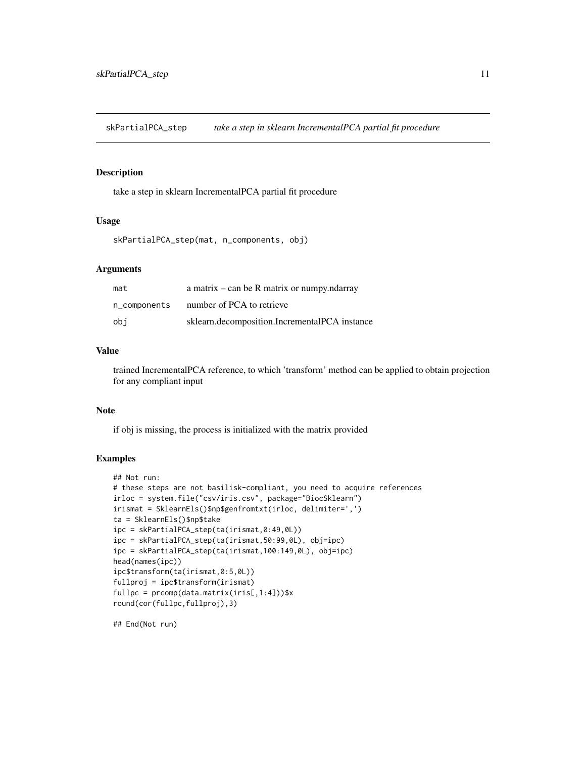## skPartialPCA_step — *take a step in sklearn IncrementalPCA partial fit procedure*

### Description

take a step in sklearn IncrementalPCA partial fit procedure

### Usage

```
skPartialPCA_step(mat, n_components, obj)
```

### Arguments

| | |
|---|---|
| mat | a matrix – can be R matrix or numpy.ndarray |
| n_components | number of PCA to retrieve |
| obj | sklearn.decomposition.IncrementalPCA instance |

### Value

trained IncrementalPCA reference, to which 'transform' method can be applied to obtain projection for any compliant input

### Note

if obj is missing, the process is initialized with the matrix provided

### Examples

```
## Not run:
# these steps are not basilisk-compliant, you need to acquire references
irloc = system.file("csv/iris.csv", package="BiocSklearn")
irismat = SklearnEls()$np$genfromtxt(irloc, delimiter=',')
ta = SklearnEls()$np$take
ipc = skPartialPCA_step(ta(irismat,0:49,0L))
ipc = skPartialPCA_step(ta(irismat,50:99,0L), obj=ipc)
ipc = skPartialPCA_step(ta(irismat,100:149,0L), obj=ipc)
head(names(ipc))
ipc$transform(ta(irismat,0:5,0L))
fullproj = ipc$transform(irismat)
fullpc = prcomp(data.matrix(iris[,1:4]))$x
round(cor(fullpc,fullproj),3)

## End(Not run)
```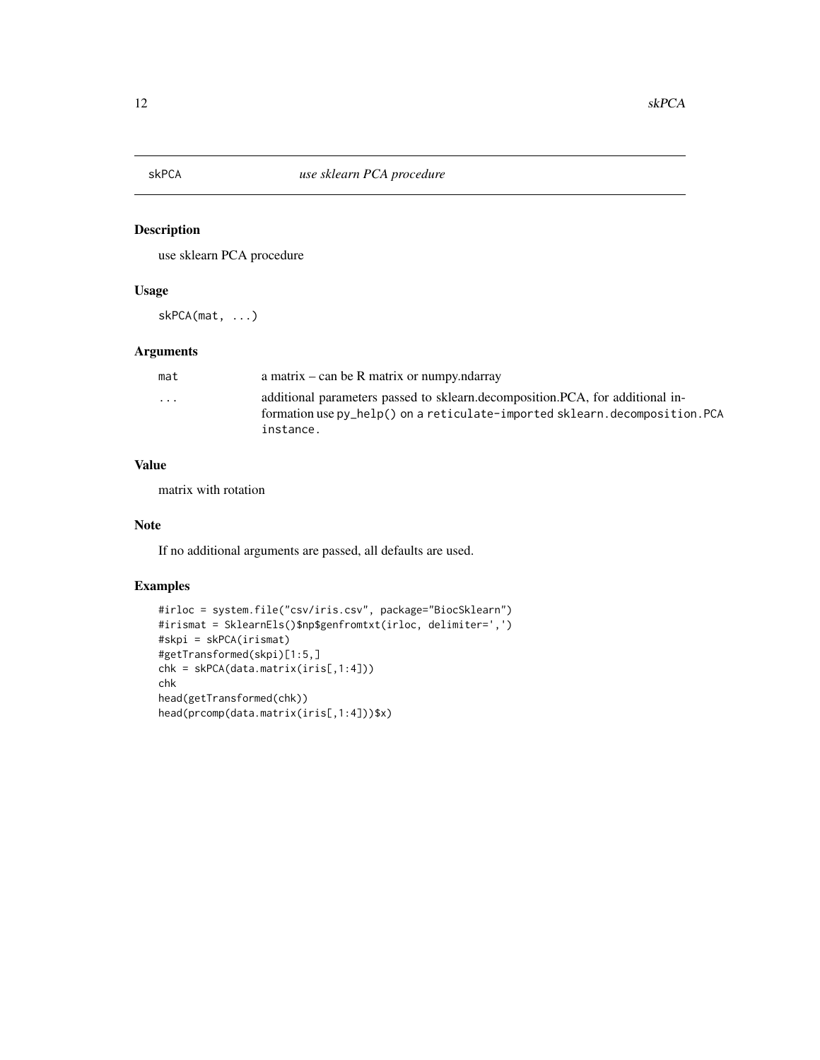# skPCA — *use sklearn PCA procedure*

## Description

use sklearn PCA procedure

## Usage

```
skPCA(mat, ...)
```

## Arguments

| | |
|---|---|
| `mat` | a matrix – can be R matrix or numpy.ndarray |
| `...` | additional parameters passed to sklearn.decomposition.PCA, for additional information use `py_help()` on a `reticulate-imported sklearn.decomposition.PCA instance`. |

## Value

matrix with rotation

## Note

If no additional arguments are passed, all defaults are used.

## Examples

```
#irloc = system.file("csv/iris.csv", package="BiocSklearn")
#irismat = SklearnEls()$np$genfromtxt(irloc, delimiter=',')
#skpi = skPCA(irismat)
#getTransformed(skpi)[1:5,]
chk = skPCA(data.matrix(iris[,1:4]))
chk
head(getTransformed(chk))
head(prcomp(data.matrix(iris[,1:4]))$x)
```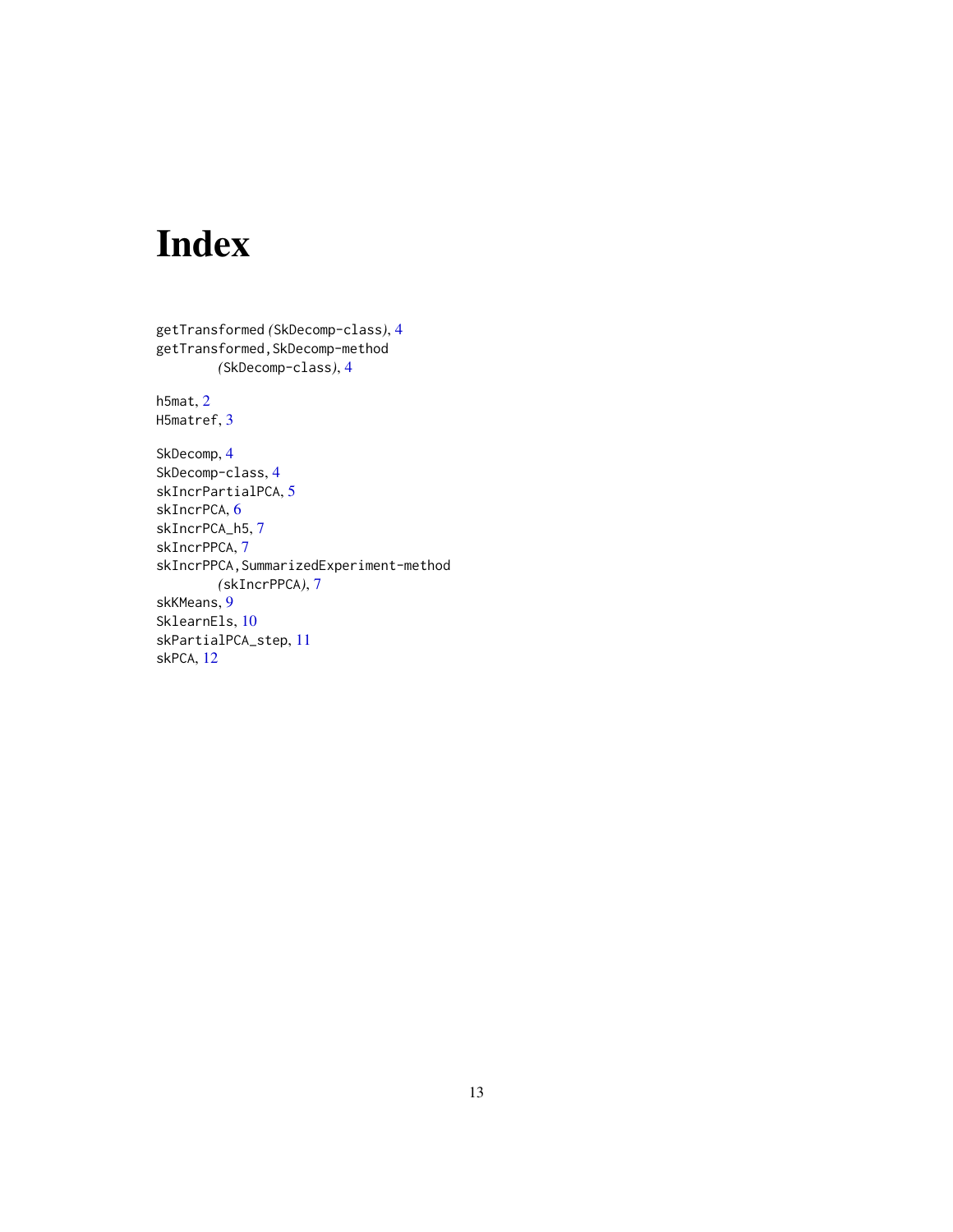# Index

getTransformed (SkDecomp-class), 4
getTransformed,SkDecomp-method
        (SkDecomp-class), 4

h5mat, 2
H5matref, 3

SkDecomp, 4
SkDecomp-class, 4
skIncrPartialPCA, 5
skIncrPCA, 6
skIncrPCA_h5, 7
skIncrPPCA, 7
skIncrPPCA,SummarizedExperiment-method
        (skIncrPPCA), 7
skKMeans, 9
SklearnEls, 10
skPartialPCA_step, 11
skPCA, 12